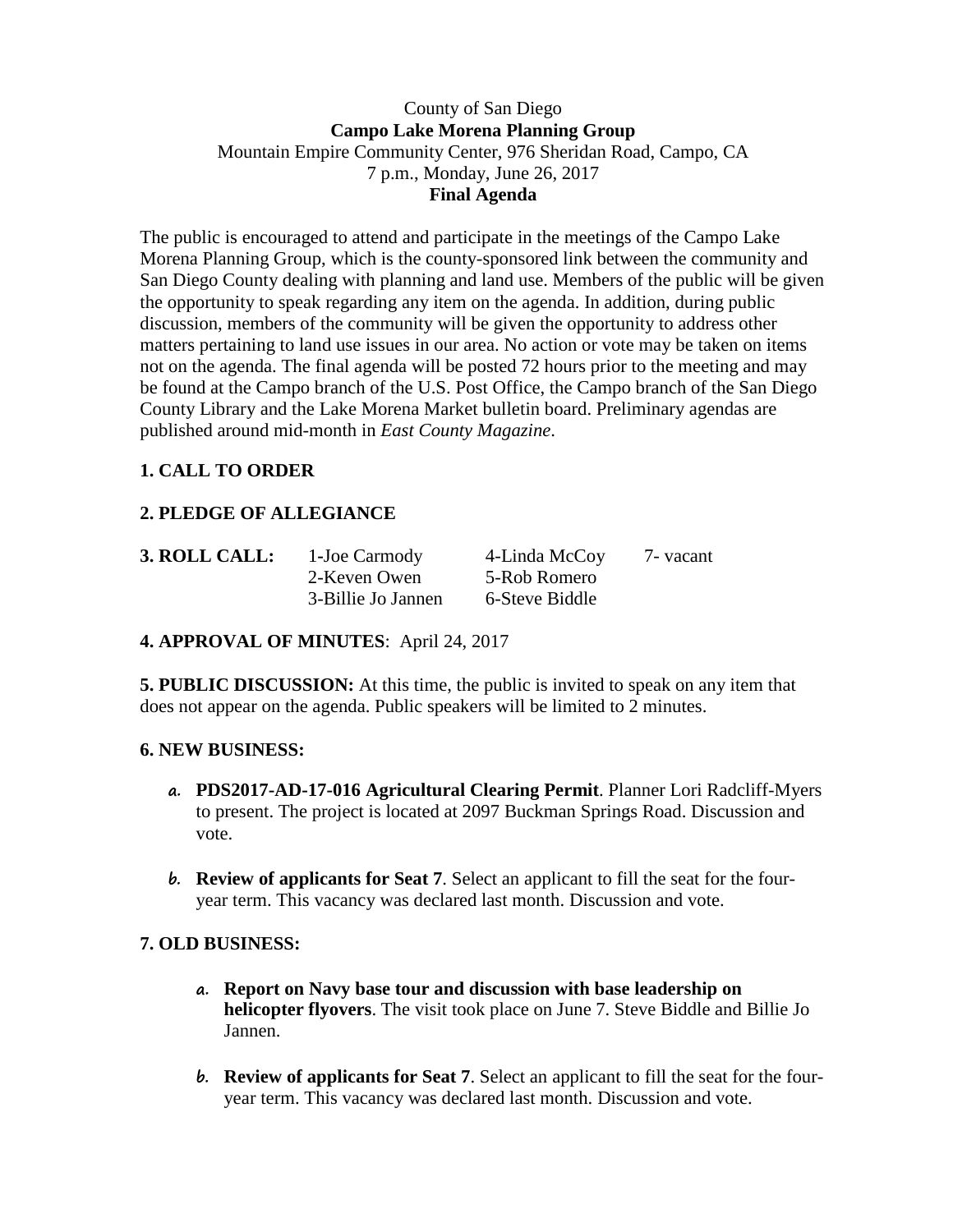County of San Diego

**Campo Lake Morena Planning Group**

Mountain Empire Community Center, 976 Sheridan Road, Campo, CA

7 p.m., Monday, June 26, 2017

**Final Agenda**

The public is encouraged to attend and participate in the meetings of the Campo Lake Morena Planning Group, which is the county-sponsored link between the community and San Diego County dealing with planning and land use. Members of the public will be given the opportunity to speak regarding any item on the agenda. In addition, during public discussion, members of the community will be given the opportunity to address other matters pertaining to land use issues in our area. No action or vote may be taken on items not on the agenda. The final agenda will be posted 72 hours prior to the meeting and may be found at the Campo branch of the U.S. Post Office, the Campo branch of the San Diego County Library and the Lake Morena Market bulletin board. Preliminary agendas are published around mid-month in *East County Magazine*.

**1. CALL TO ORDER**

**2. PLEDGE OF ALLEGIANCE**

**3. ROLL CALL:**

| | | |
|---|---|---|
| 1-Joe Carmody | 4-Linda McCoy | 7- vacant |
| 2-Keven Owen | 5-Rob Romero | |
| 3-Billie Jo Jannen | 6-Steve Biddle | |

**4. APPROVAL OF MINUTES**: April 24, 2017

**5. PUBLIC DISCUSSION:** At this time, the public is invited to speak on any item that does not appear on the agenda. Public speakers will be limited to 2 minutes.

**6. NEW BUSINESS:**

a. **PDS2017-AD-17-016 Agricultural Clearing Permit**. Planner Lori Radcliff-Myers to present. The project is located at 2097 Buckman Springs Road. Discussion and vote.

b. **Review of applicants for Seat 7**. Select an applicant to fill the seat for the four-year term. This vacancy was declared last month. Discussion and vote.

**7. OLD BUSINESS:**

a. **Report on Navy base tour and discussion with base leadership on helicopter flyovers**. The visit took place on June 7. Steve Biddle and Billie Jo Jannen.

b. **Review of applicants for Seat 7**. Select an applicant to fill the seat for the four-year term. This vacancy was declared last month. Discussion and vote.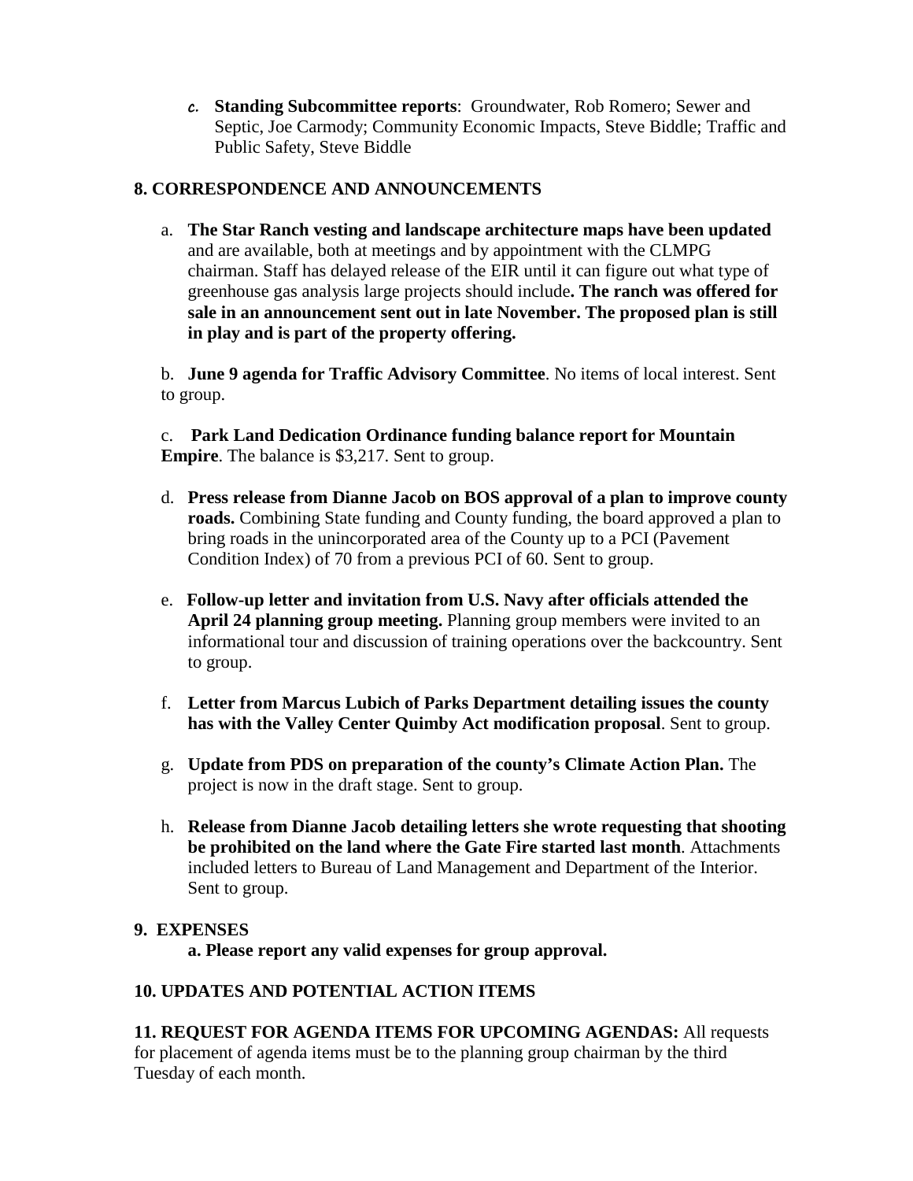c. **Standing Subcommittee reports**: Groundwater, Rob Romero; Sewer and Septic, Joe Carmody; Community Economic Impacts, Steve Biddle; Traffic and Public Safety, Steve Biddle

**8. CORRESPONDENCE AND ANNOUNCEMENTS**

a. **The Star Ranch vesting and landscape architecture maps have been updated** and are available, both at meetings and by appointment with the CLMPG chairman. Staff has delayed release of the EIR until it can figure out what type of greenhouse gas analysis large projects should include**. The ranch was offered for sale in an announcement sent out in late November. The proposed plan is still in play and is part of the property offering.**

b. **June 9 agenda for Traffic Advisory Committee**. No items of local interest. Sent to group.

c. **Park Land Dedication Ordinance funding balance report for Mountain Empire**. The balance is $3,217. Sent to group.

d. **Press release from Dianne Jacob on BOS approval of a plan to improve county roads.** Combining State funding and County funding, the board approved a plan to bring roads in the unincorporated area of the County up to a PCI (Pavement Condition Index) of 70 from a previous PCI of 60. Sent to group.

e. **Follow-up letter and invitation from U.S. Navy after officials attended the April 24 planning group meeting.** Planning group members were invited to an informational tour and discussion of training operations over the backcountry. Sent to group.

f. **Letter from Marcus Lubich of Parks Department detailing issues the county has with the Valley Center Quimby Act modification proposal**. Sent to group.

g. **Update from PDS on preparation of the county's Climate Action Plan.** The project is now in the draft stage. Sent to group.

h. **Release from Dianne Jacob detailing letters she wrote requesting that shooting be prohibited on the land where the Gate Fire started last month**. Attachments included letters to Bureau of Land Management and Department of the Interior. Sent to group.

**9. EXPENSES**

**a. Please report any valid expenses for group approval.**

**10. UPDATES AND POTENTIAL ACTION ITEMS**

**11. REQUEST FOR AGENDA ITEMS FOR UPCOMING AGENDAS:** All requests for placement of agenda items must be to the planning group chairman by the third Tuesday of each month.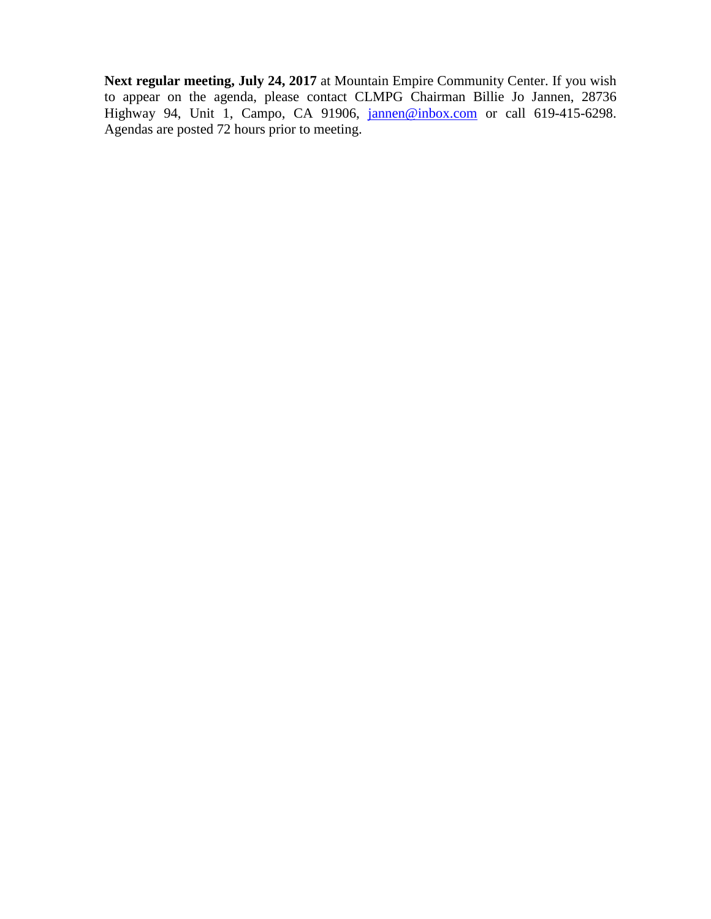**Next regular meeting, July 24, 2017** at Mountain Empire Community Center. If you wish to appear on the agenda, please contact CLMPG Chairman Billie Jo Jannen, 28736 Highway 94, Unit 1, Campo, CA 91906, jannen@inbox.com or call 619-415-6298. Agendas are posted 72 hours prior to meeting.